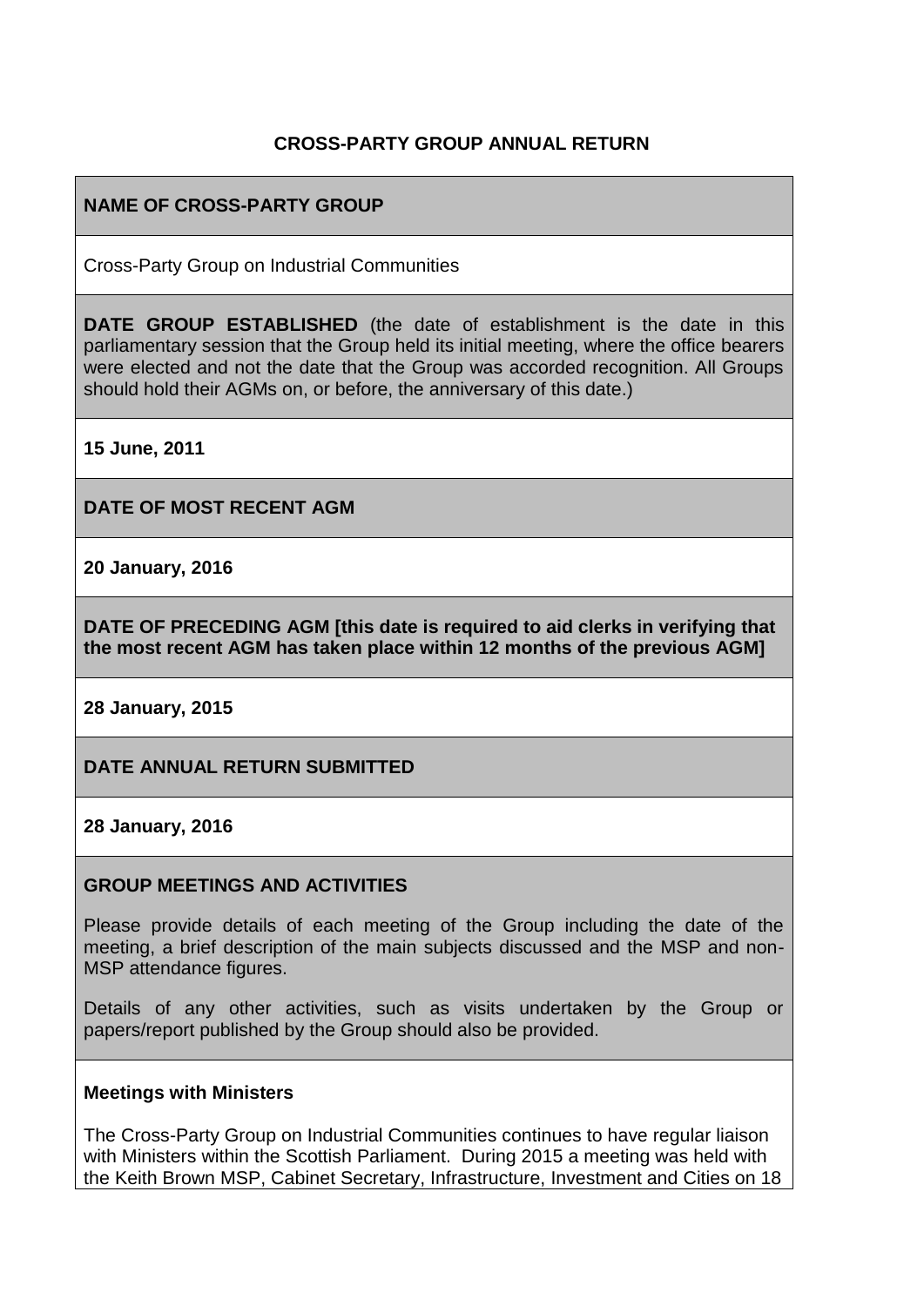## CROSS-PARTY GROUP ANNUAL RETURN

**NAME OF CROSS-PARTY GROUP**

Cross-Party Group on Industrial Communities

**DATE GROUP ESTABLISHED** (the date of establishment is the date in this parliamentary session that the Group held its initial meeting, where the office bearers were elected and not the date that the Group was accorded recognition. All Groups should hold their AGMs on, or before, the anniversary of this date.)

**15 June, 2011**

**DATE OF MOST RECENT AGM**

**20 January, 2016**

**DATE OF PRECEDING AGM [this date is required to aid clerks in verifying that the most recent AGM has taken place within 12 months of the previous AGM]**

**28 January, 2015**

**DATE ANNUAL RETURN SUBMITTED**

**28 January, 2016**

**GROUP MEETINGS AND ACTIVITIES**

Please provide details of each meeting of the Group including the date of the meeting, a brief description of the main subjects discussed and the MSP and non-MSP attendance figures.

Details of any other activities, such as visits undertaken by the Group or papers/report published by the Group should also be provided.

**Meetings with Ministers**

The Cross-Party Group on Industrial Communities continues to have regular liaison with Ministers within the Scottish Parliament. During 2015 a meeting was held with the Keith Brown MSP, Cabinet Secretary, Infrastructure, Investment and Cities on 18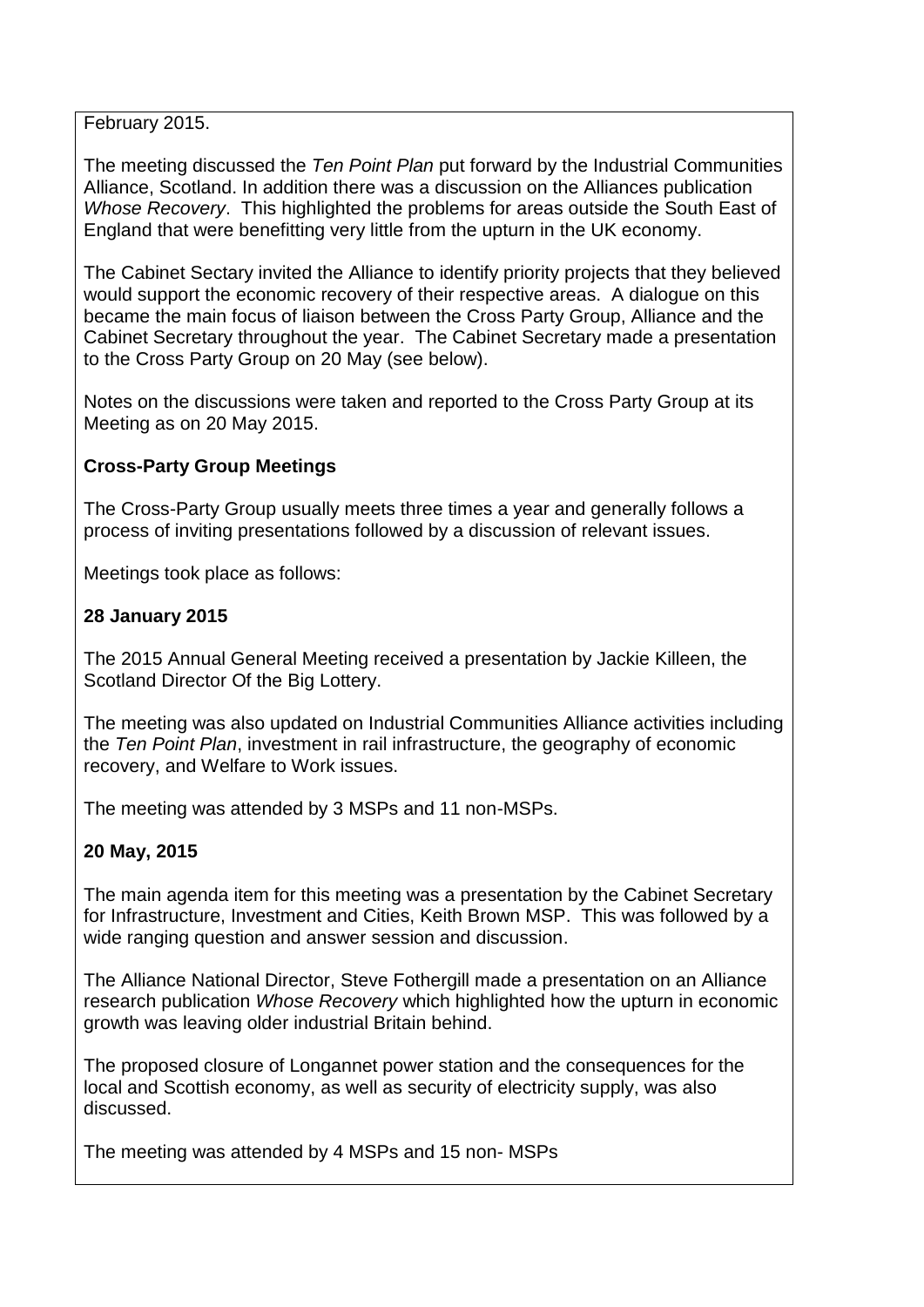February 2015.

The meeting discussed the *Ten Point Plan* put forward by the Industrial Communities Alliance, Scotland. In addition there was a discussion on the Alliances publication *Whose Recovery*. This highlighted the problems for areas outside the South East of England that were benefitting very little from the upturn in the UK economy.

The Cabinet Sectary invited the Alliance to identify priority projects that they believed would support the economic recovery of their respective areas. A dialogue on this became the main focus of liaison between the Cross Party Group, Alliance and the Cabinet Secretary throughout the year. The Cabinet Secretary made a presentation to the Cross Party Group on 20 May (see below).

Notes on the discussions were taken and reported to the Cross Party Group at its Meeting as on 20 May 2015.

**Cross-Party Group Meetings**

The Cross-Party Group usually meets three times a year and generally follows a process of inviting presentations followed by a discussion of relevant issues.

Meetings took place as follows:

**28 January 2015**

The 2015 Annual General Meeting received a presentation by Jackie Killeen, the Scotland Director Of the Big Lottery.

The meeting was also updated on Industrial Communities Alliance activities including the *Ten Point Plan*, investment in rail infrastructure, the geography of economic recovery, and Welfare to Work issues.

The meeting was attended by 3 MSPs and 11 non-MSPs.

**20 May, 2015**

The main agenda item for this meeting was a presentation by the Cabinet Secretary for Infrastructure, Investment and Cities, Keith Brown MSP. This was followed by a wide ranging question and answer session and discussion.

The Alliance National Director, Steve Fothergill made a presentation on an Alliance research publication *Whose Recovery* which highlighted how the upturn in economic growth was leaving older industrial Britain behind.

The proposed closure of Longannet power station and the consequences for the local and Scottish economy, as well as security of electricity supply, was also discussed.

The meeting was attended by 4 MSPs and 15 non- MSPs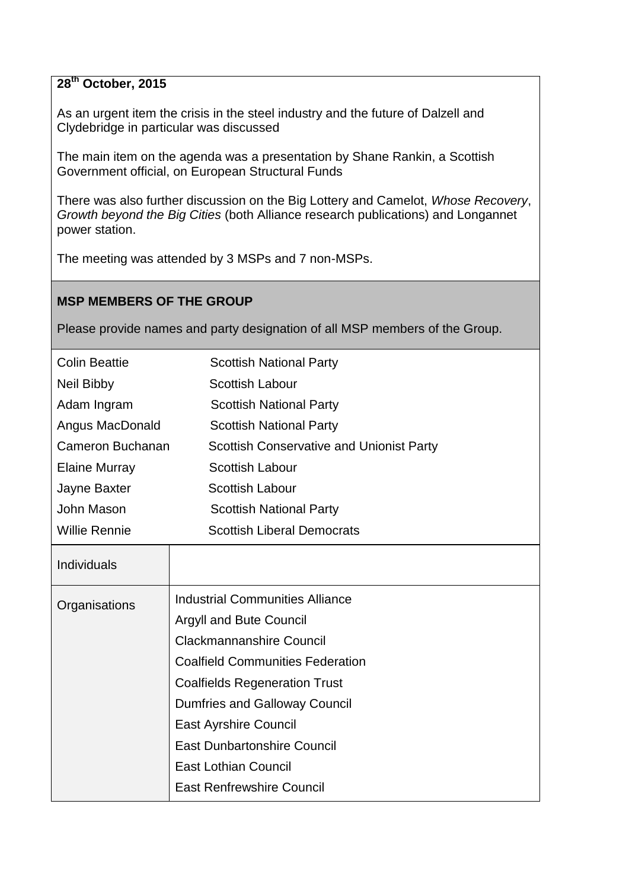**28th October, 2015**

As an urgent item the crisis in the steel industry and the future of Dalzell and Clydebridge in particular was discussed

The main item on the agenda was a presentation by Shane Rankin, a Scottish Government official, on European Structural Funds

There was also further discussion on the Big Lottery and Camelot, *Whose Recovery*, *Growth beyond the Big Cities* (both Alliance research publications) and Longannet power station.

The meeting was attended by 3 MSPs and 7 non-MSPs.

**MSP MEMBERS OF THE GROUP**

Please provide names and party designation of all MSP members of the Group.

| | |
|---|---|
| Colin Beattie | Scottish National Party |
| Neil Bibby | Scottish Labour |
| Adam Ingram | Scottish National Party |
| Angus MacDonald | Scottish National Party |
| Cameron Buchanan | Scottish Conservative and Unionist Party |
| Elaine Murray | Scottish Labour |
| Jayne Baxter | Scottish Labour |
| John Mason | Scottish National Party |
| Willie Rennie | Scottish Liberal Democrats |

| | |
|---|---|
| Individuals | |
| Organisations | Industrial Communities Alliance<br>Argyll and Bute Council<br>Clackmannanshire Council<br>Coalfield Communities Federation<br>Coalfields Regeneration Trust<br>Dumfries and Galloway Council<br>East Ayrshire Council<br>East Dunbartonshire Council<br>East Lothian Council<br>East Renfrewshire Council |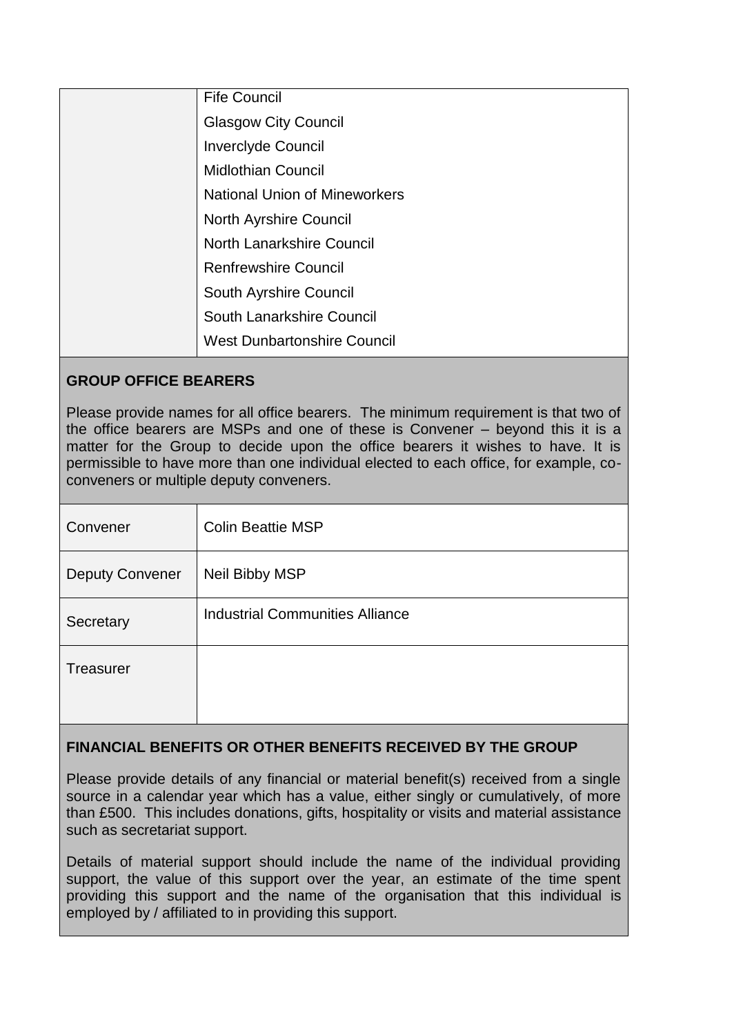| | |
|---|---|
| | Fife Council |
| | Glasgow City Council |
| | Inverclyde Council |
| | Midlothian Council |
| | National Union of Mineworkers |
| | North Ayrshire Council |
| | North Lanarkshire Council |
| | Renfrewshire Council |
| | South Ayrshire Council |
| | South Lanarkshire Council |
| | West Dunbartonshire Council |

## GROUP OFFICE BEARERS

Please provide names for all office bearers. The minimum requirement is that two of the office bearers are MSPs and one of these is Convener – beyond this it is a matter for the Group to decide upon the office bearers it wishes to have. It is permissible to have more than one individual elected to each office, for example, co-conveners or multiple deputy conveners.

| | |
|---|---|
| Convener | Colin Beattie MSP |
| Deputy Convener | Neil Bibby MSP |
| Secretary | Industrial Communities Alliance |
| Treasurer | |

## FINANCIAL BENEFITS OR OTHER BENEFITS RECEIVED BY THE GROUP

Please provide details of any financial or material benefit(s) received from a single source in a calendar year which has a value, either singly or cumulatively, of more than £500. This includes donations, gifts, hospitality or visits and material assistance such as secretariat support.

Details of material support should include the name of the individual providing support, the value of this support over the year, an estimate of the time spent providing this support and the name of the organisation that this individual is employed by / affiliated to in providing this support.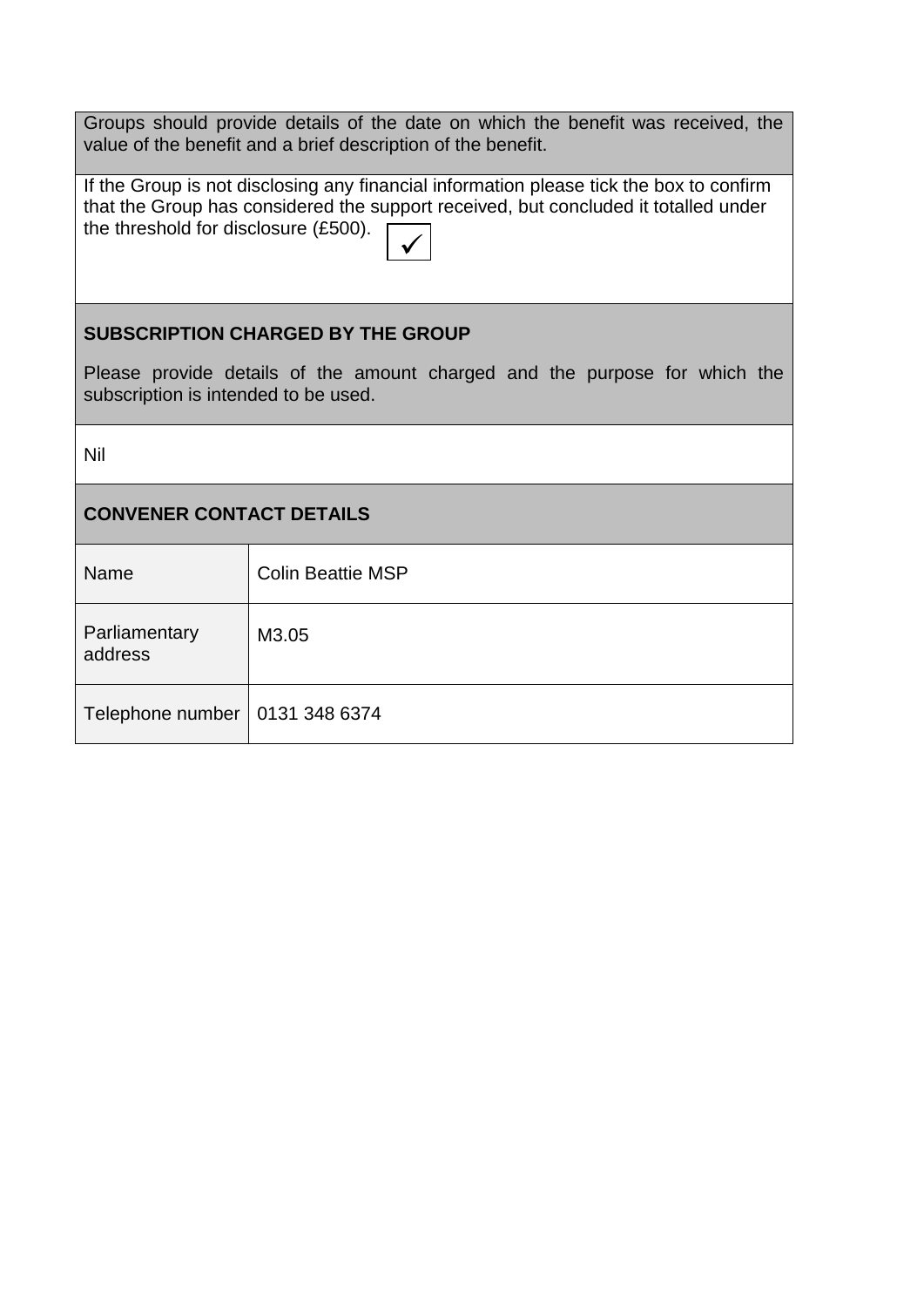Groups should provide details of the date on which the benefit was received, the value of the benefit and a brief description of the benefit.

If the Group is not disclosing any financial information please tick the box to confirm that the Group has considered the support received, but concluded it totalled under the threshold for disclosure (£500). ✓

**SUBSCRIPTION CHARGED BY THE GROUP**

Please provide details of the amount charged and the purpose for which the subscription is intended to be used.

Nil

**CONVENER CONTACT DETAILS**

| | |
|---|---|
| Name | Colin Beattie MSP |
| Parliamentary address | M3.05 |
| Telephone number | 0131 348 6374 |